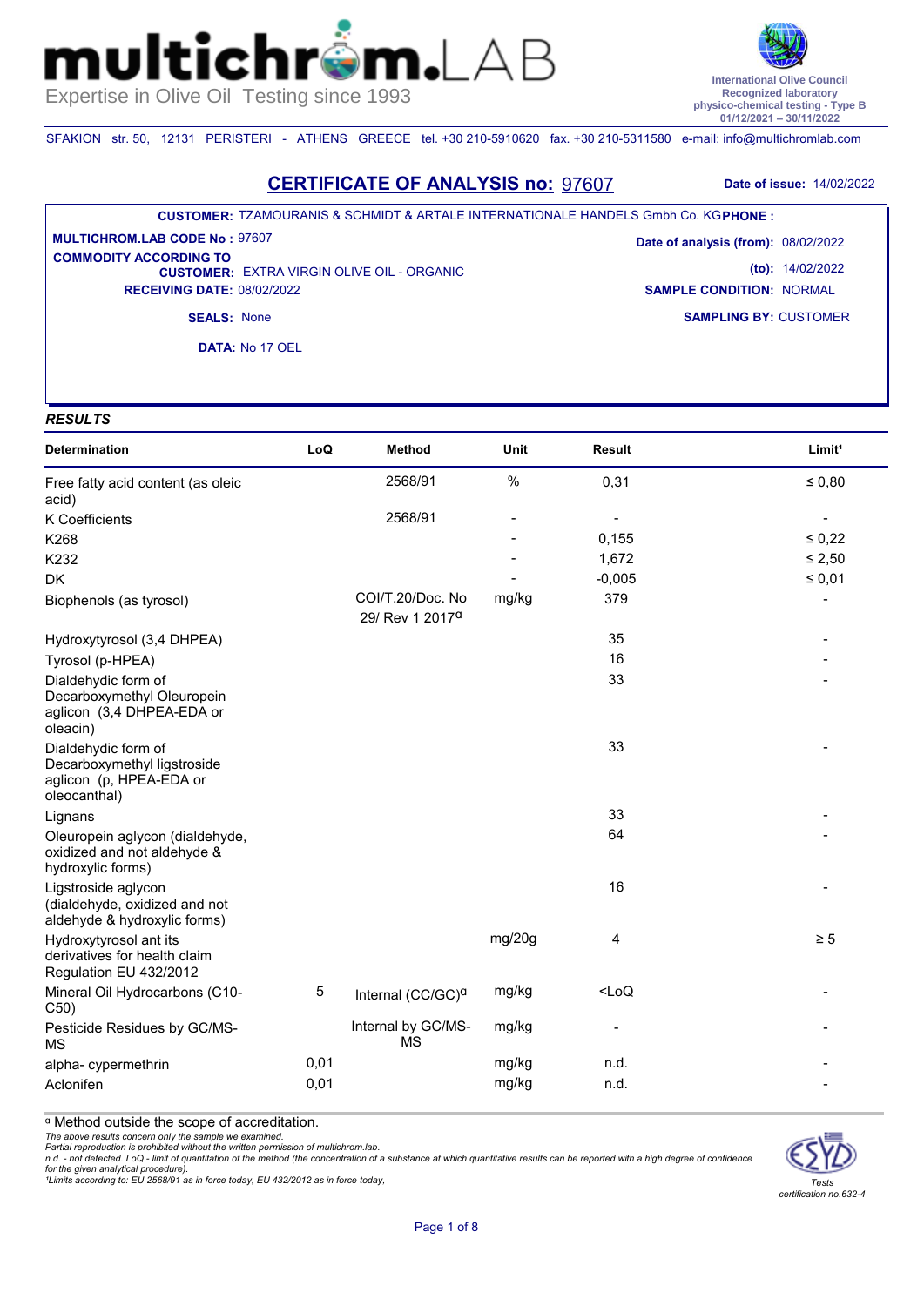# multichrom.LAB

Expertise in Olive Oil Testing since 1993

International Olive Council
Recognized laboratory
physico-chemical testing - Type B
01/12/2021 – 30/11/2022

SFAKION str. 50, 12131 PERISTERI - ATHENS GREECE tel. +30 210-5910620 fax. +30 210-5311580 e-mail: info@multichromlab.com

## CERTIFICATE OF ANALYSIS no: 97607

**Date of issue:** 14/02/2022

**CUSTOMER:** TZAMOURANIS & SCHMIDT & ARTALE INTERNATIONALE HANDELS Gmbh Co. KG **PHONE :**

**MULTICHROM.LAB CODE No :** 97607

**COMMODITY ACCORDING TO CUSTOMER:** EXTRA VIRGIN OLIVE OIL - ORGANIC

**RECEIVING DATE:** 08/02/2022

**SEALS:** None

**DATA:** No 17 OEL

**Date of analysis (from):** 08/02/2022

**(to):** 14/02/2022

**SAMPLE CONDITION:** NORMAL

**SAMPLING BY:** CUSTOMER

### *RESULTS*

| Determination | LoQ | Method | Unit | Result | Limit[1] |
|---|---|---|---|---|---|
| Free fatty acid content (as oleic acid) | | 2568/91 | % | 0,31 | ≤ 0,80 |
| K Coefficients | | 2568/91 | - | - | - |
| K268 | | | - | 0,155 | ≤ 0,22 |
| K232 | | | - | 1,672 | ≤ 2,50 |
| DK | | | - | -0,005 | ≤ 0,01 |
| Biophenols (as tyrosol) | | COI/T.20/Doc. No 29/ Rev 1 2017[α] | mg/kg | 379 | - |
| Hydroxytyrosol (3,4 DHPEA) | | | | 35 | - |
| Tyrosol (p-HPEA) | | | | 16 | - |
| Dialdehydic form of Decarboxymethyl Oleuropein aglicon (3,4 DHPEA-EDA or oleacin) | | | | 33 | - |
| Dialdehydic form of Decarboxymethyl ligstroside aglicon (p, HPEA-EDA or oleocanthal) | | | | 33 | - |
| Lignans | | | | 33 | - |
| Oleuropein aglycon (dialdehyde, oxidized and not aldehyde & hydroxylic forms) | | | | 64 | - |
| Ligstroside aglycon (dialdehyde, oxidized and not aldehyde & hydroxylic forms) | | | | 16 | - |
| Hydroxytyrosol ant its derivatives for health claim Regulation EU 432/2012 | | | mg/20g | 4 | ≥ 5 |
| Mineral Oil Hydrocarbons (C10-C50) | 5 | Internal (CC/GC)[α] | mg/kg | <LoQ | - |
| Pesticide Residues by GC/MS-MS | | Internal by GC/MS-MS | mg/kg | - | - |
| alpha- cypermethrin | 0,01 | | mg/kg | n.d. | - |
| Aclonifen | 0,01 | | mg/kg | n.d. | - |

[α] Method outside the scope of accreditation.

*The above results concern only the sample we examined.*
*Partial reproduction is prohibited without the written permission of multichrom.lab.*
*n.d. - not detected. LoQ - limit of quantitation of the method (the concentration of a substance at which quantitative results can be reported with a high degree of confidence for the given analytical procedure).*
*[1]Limits according to: EU 2568/91 as in force today, EU 432/2012 as in force today,*

*Tests certification no.632-4*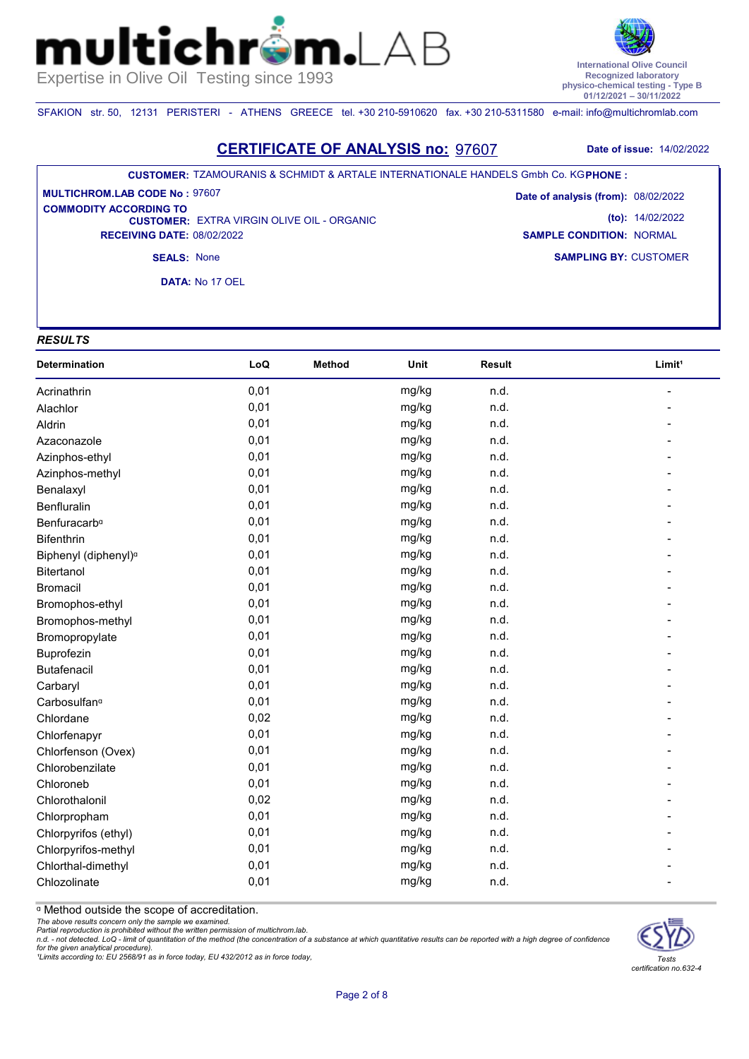# multichrom.LAB

Expertise in Olive Oil Testing since 1993

International Olive Council
Recognized laboratory
physico-chemical testing - Type B
01/12/2021 – 30/11/2022

SFAKION str. 50, 12131 PERISTERI - ATHENS GREECE tel. +30 210-5910620 fax. +30 210-5311580 e-mail: info@multichromlab.com

## CERTIFICATE OF ANALYSIS no: 97607

**Date of issue:** 14/02/2022

**CUSTOMER:** TZAMOURANIS & SCHMIDT & ARTALE INTERNATIONALE HANDELS Gmbh Co. KG **PHONE :**

**MULTICHROM.LAB CODE No :** 97607

**Date of analysis (from):** 08/02/2022

**COMMODITY ACCORDING TO CUSTOMER:** EXTRA VIRGIN OLIVE OIL - ORGANIC

**(to):** 14/02/2022

**RECEIVING DATE:** 08/02/2022

**SAMPLE CONDITION:** NORMAL

**SEALS:** None

**SAMPLING BY:** CUSTOMER

**DATA:** No 17 OEL

### RESULTS

| Determination | LoQ | Method | Unit | Result | Limit[1] |
|---|---|---|---|---|---|
| Acrinathrin | 0,01 | | mg/kg | n.d. | - |
| Alachlor | 0,01 | | mg/kg | n.d. | - |
| Aldrin | 0,01 | | mg/kg | n.d. | - |
| Azaconazole | 0,01 | | mg/kg | n.d. | - |
| Azinphos-ethyl | 0,01 | | mg/kg | n.d. | - |
| Azinphos-methyl | 0,01 | | mg/kg | n.d. | - |
| Benalaxyl | 0,01 | | mg/kg | n.d. | - |
| Benfluralin | 0,01 | | mg/kg | n.d. | - |
| Benfuracarb[α] | 0,01 | | mg/kg | n.d. | - |
| Bifenthrin | 0,01 | | mg/kg | n.d. | - |
| Biphenyl (diphenyl)[α] | 0,01 | | mg/kg | n.d. | - |
| Bitertanol | 0,01 | | mg/kg | n.d. | - |
| Bromacil | 0,01 | | mg/kg | n.d. | - |
| Bromophos-ethyl | 0,01 | | mg/kg | n.d. | - |
| Bromophos-methyl | 0,01 | | mg/kg | n.d. | - |
| Bromopropylate | 0,01 | | mg/kg | n.d. | - |
| Buprofezin | 0,01 | | mg/kg | n.d. | - |
| Butafenacil | 0,01 | | mg/kg | n.d. | - |
| Carbaryl | 0,01 | | mg/kg | n.d. | - |
| Carbosulfan[α] | 0,01 | | mg/kg | n.d. | - |
| Chlordane | 0,02 | | mg/kg | n.d. | - |
| Chlorfenapyr | 0,01 | | mg/kg | n.d. | - |
| Chlorfenson (Ovex) | 0,01 | | mg/kg | n.d. | - |
| Chlorobenzilate | 0,01 | | mg/kg | n.d. | - |
| Chloroneb | 0,01 | | mg/kg | n.d. | - |
| Chlorothalonil | 0,02 | | mg/kg | n.d. | - |
| Chlorpropham | 0,01 | | mg/kg | n.d. | - |
| Chlorpyrifos (ethyl) | 0,01 | | mg/kg | n.d. | - |
| Chlorpyrifos-methyl | 0,01 | | mg/kg | n.d. | - |
| Chlorthal-dimethyl | 0,01 | | mg/kg | n.d. | - |
| Chlozolinate | 0,01 | | mg/kg | n.d. | - |

[α] Method outside the scope of accreditation.

*The above results concern only the sample we examined.*
*Partial reproduction is prohibited without the written permission of multichrom.lab.*
*n.d. - not detected. LoQ - limit of quantitation of the method (the concentration of a substance at which quantitative results can be reported with a high degree of confidence for the given analytical procedure).*
*[1]Limits according to: EU 2568/91 as in force today, EU 432/2012 as in force today,*

*Tests certification no.632-4*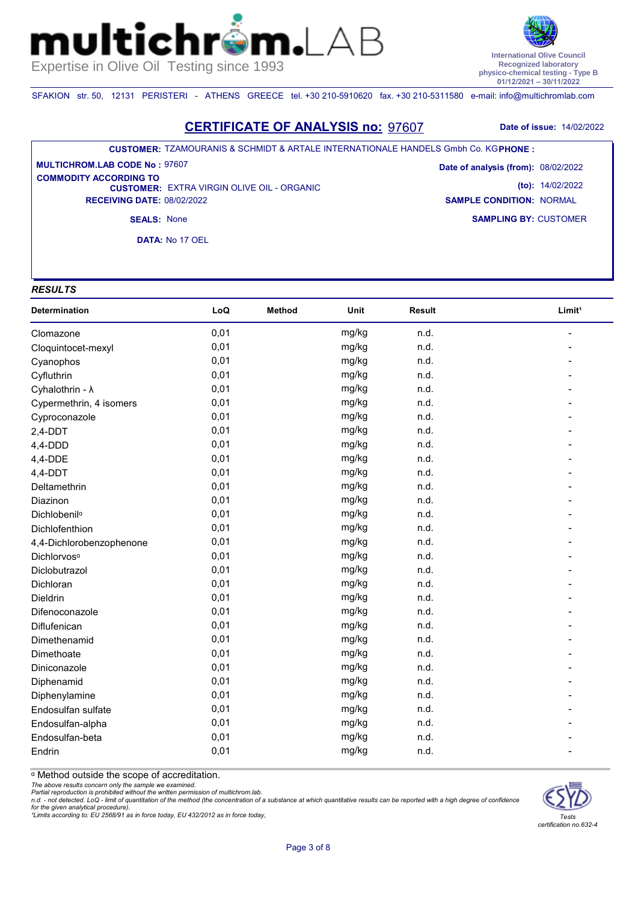multichrom.LAB
Expertise in Olive Oil Testing since 1993

International Olive Council
Recognized laboratory
physico-chemical testing - Type B
01/12/2021 – 30/11/2022

SFAKION str. 50, 12131 PERISTERI - ATHENS GREECE tel. +30 210-5910620 fax. +30 210-5311580 e-mail: info@multichromlab.com

## CERTIFICATE OF ANALYSIS no: 97607

**Date of issue:** 14/02/2022

**CUSTOMER:** TZAMOURANIS & SCHMIDT & ARTALE INTERNATIONALE HANDELS Gmbh Co. KG **PHONE :**

**MULTICHROM.LAB CODE No :** 97607

**Date of analysis (from):** 08/02/2022

**COMMODITY ACCORDING TO CUSTOMER:** EXTRA VIRGIN OLIVE OIL - ORGANIC

**(to):** 14/02/2022

**RECEIVING DATE:** 08/02/2022

**SAMPLE CONDITION:** NORMAL

**SEALS:** None

**SAMPLING BY:** CUSTOMER

**DATA:** No 17 OEL

### *RESULTS*

| Determination | LoQ | Method | Unit | Result | Limit[1] |
|---|---|---|---|---|---|
| Clomazone | 0,01 | | mg/kg | n.d. | - |
| Cloquintocet-mexyl | 0,01 | | mg/kg | n.d. | - |
| Cyanophos | 0,01 | | mg/kg | n.d. | - |
| Cyfluthrin | 0,01 | | mg/kg | n.d. | - |
| Cyhalothrin - λ | 0,01 | | mg/kg | n.d. | - |
| Cypermethrin, 4 isomers | 0,01 | | mg/kg | n.d. | - |
| Cyproconazole | 0,01 | | mg/kg | n.d. | - |
| 2,4-DDT | 0,01 | | mg/kg | n.d. | - |
| 4,4-DDD | 0,01 | | mg/kg | n.d. | - |
| 4,4-DDE | 0,01 | | mg/kg | n.d. | - |
| 4,4-DDT | 0,01 | | mg/kg | n.d. | - |
| Deltamethrin | 0,01 | | mg/kg | n.d. | - |
| Diazinon | 0,01 | | mg/kg | n.d. | - |
| Dichlobenil[α] | 0,01 | | mg/kg | n.d. | - |
| Dichlofenthion | 0,01 | | mg/kg | n.d. | - |
| 4,4-Dichlorobenzophenone | 0,01 | | mg/kg | n.d. | - |
| Dichlorvos[α] | 0,01 | | mg/kg | n.d. | - |
| Diclobutrazol | 0,01 | | mg/kg | n.d. | - |
| Dichloran | 0,01 | | mg/kg | n.d. | - |
| Dieldrin | 0,01 | | mg/kg | n.d. | - |
| Difenoconazole | 0,01 | | mg/kg | n.d. | - |
| Diflufenican | 0,01 | | mg/kg | n.d. | - |
| Dimethenamid | 0,01 | | mg/kg | n.d. | - |
| Dimethoate | 0,01 | | mg/kg | n.d. | - |
| Diniconazole | 0,01 | | mg/kg | n.d. | - |
| Diphenamid | 0,01 | | mg/kg | n.d. | - |
| Diphenylamine | 0,01 | | mg/kg | n.d. | - |
| Endosulfan sulfate | 0,01 | | mg/kg | n.d. | - |
| Endosulfan-alpha | 0,01 | | mg/kg | n.d. | - |
| Endosulfan-beta | 0,01 | | mg/kg | n.d. | - |
| Endrin | 0,01 | | mg/kg | n.d. | - |

[α] Method outside the scope of accreditation.

*The above results concern only the sample we examined.*
*Partial reproduction is prohibited without the written permission of multichrom.lab.*
*n.d. - not detected. LoQ - limit of quantitation of the method (the concentration of a substance at which quantitative results can be reported with a high degree of confidence for the given analytical procedure).*
*[1]Limits according to: EU 2568/91 as in force today, EU 432/2012 as in force today,*

*Tests certification no.632-4*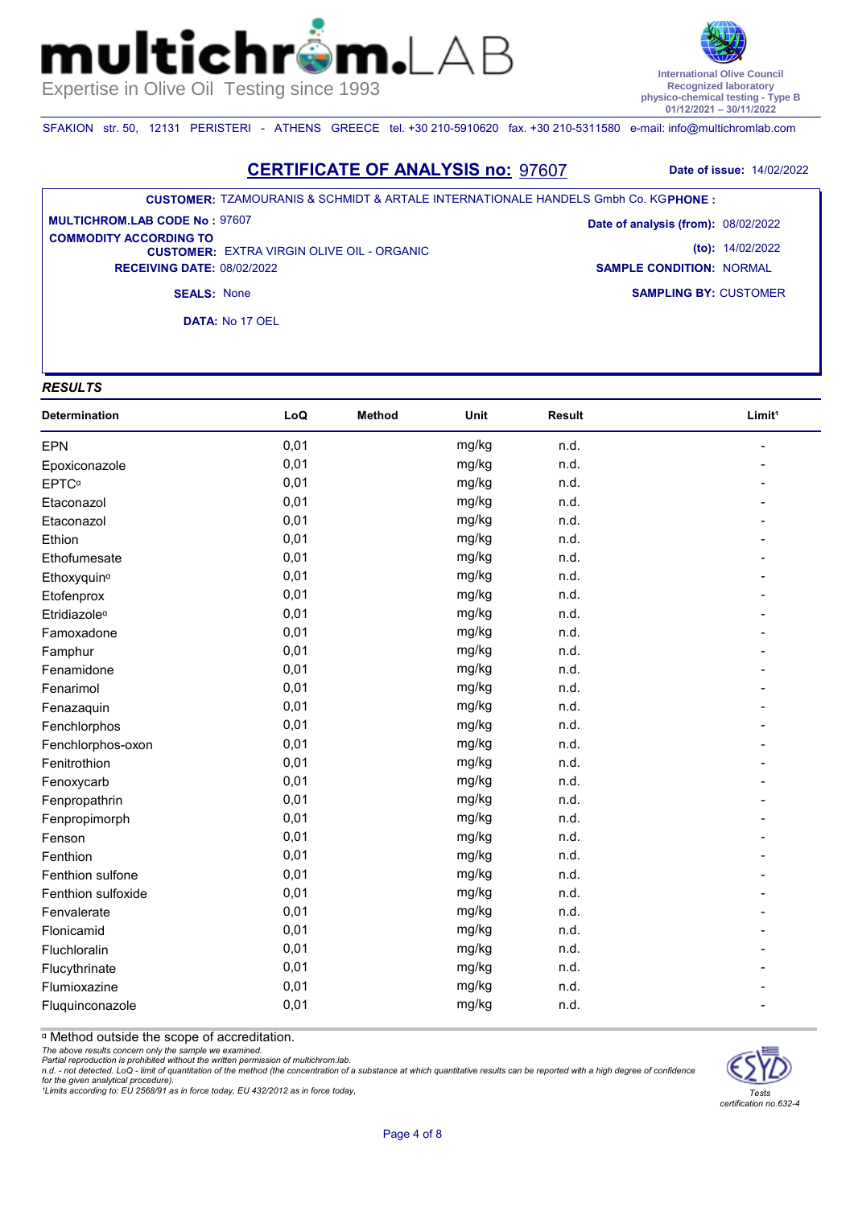# multichrom.LAB
Expertise in Olive Oil Testing since 1993

International Olive Council
Recognized laboratory
physico-chemical testing - Type B
01/12/2021 – 30/11/2022

SFAKION str. 50, 12131 PERISTERI - ATHENS GREECE tel. +30 210-5910620 fax. +30 210-5311580 e-mail: info@multichromlab.com

## CERTIFICATE OF ANALYSIS no: 97607

**Date of issue:** 14/02/2022

**CUSTOMER:** TZAMOURANIS & SCHMIDT & ARTALE INTERNATIONALE HANDELS Gmbh Co. KG **PHONE :**

**MULTICHROM.LAB CODE No :** 97607

**Date of analysis (from):** 08/02/2022

**COMMODITY ACCORDING TO CUSTOMER:** EXTRA VIRGIN OLIVE OIL - ORGANIC

**(to):** 14/02/2022

**RECEIVING DATE:** 08/02/2022

**SAMPLE CONDITION:** NORMAL

**SEALS:** None

**SAMPLING BY:** CUSTOMER

**DATA:** No 17 OEL

### *RESULTS*

| Determination | LoQ | Method | Unit | Result | Limit[1] |
|---|---|---|---|---|---|
| EPN | 0,01 | | mg/kg | n.d. | - |
| Epoxiconazole | 0,01 | | mg/kg | n.d. | - |
| EPTC[α] | 0,01 | | mg/kg | n.d. | - |
| Etaconazol | 0,01 | | mg/kg | n.d. | - |
| Etaconazol | 0,01 | | mg/kg | n.d. | - |
| Ethion | 0,01 | | mg/kg | n.d. | - |
| Ethofumesate | 0,01 | | mg/kg | n.d. | - |
| Ethoxyquin[α] | 0,01 | | mg/kg | n.d. | - |
| Etofenprox | 0,01 | | mg/kg | n.d. | - |
| Etridiazole[α] | 0,01 | | mg/kg | n.d. | - |
| Famoxadone | 0,01 | | mg/kg | n.d. | - |
| Famphur | 0,01 | | mg/kg | n.d. | - |
| Fenamidone | 0,01 | | mg/kg | n.d. | - |
| Fenarimol | 0,01 | | mg/kg | n.d. | - |
| Fenazaquin | 0,01 | | mg/kg | n.d. | - |
| Fenchlorphos | 0,01 | | mg/kg | n.d. | - |
| Fenchlorphos-oxon | 0,01 | | mg/kg | n.d. | - |
| Fenitrothion | 0,01 | | mg/kg | n.d. | - |
| Fenoxycarb | 0,01 | | mg/kg | n.d. | - |
| Fenpropathrin | 0,01 | | mg/kg | n.d. | - |
| Fenpropimorph | 0,01 | | mg/kg | n.d. | - |
| Fenson | 0,01 | | mg/kg | n.d. | - |
| Fenthion | 0,01 | | mg/kg | n.d. | - |
| Fenthion sulfone | 0,01 | | mg/kg | n.d. | - |
| Fenthion sulfoxide | 0,01 | | mg/kg | n.d. | - |
| Fenvalerate | 0,01 | | mg/kg | n.d. | - |
| Flonicamid | 0,01 | | mg/kg | n.d. | - |
| Fluchloralin | 0,01 | | mg/kg | n.d. | - |
| Flucythrinate | 0,01 | | mg/kg | n.d. | - |
| Flumioxazine | 0,01 | | mg/kg | n.d. | - |
| Fluquinconazole | 0,01 | | mg/kg | n.d. | - |

[α] Method outside the scope of accreditation.

*The above results concern only the sample we examined.*
*Partial reproduction is prohibited without the written permission of multichrom.lab.*
*n.d. - not detected. LoQ - limit of quantitation of the method (the concentration of a substance at which quantitative results can be reported with a high degree of confidence for the given analytical procedure).*
*[1]Limits according to: EU 2568/91 as in force today, EU 432/2012 as in force today,*

*Tests certification no.632-4*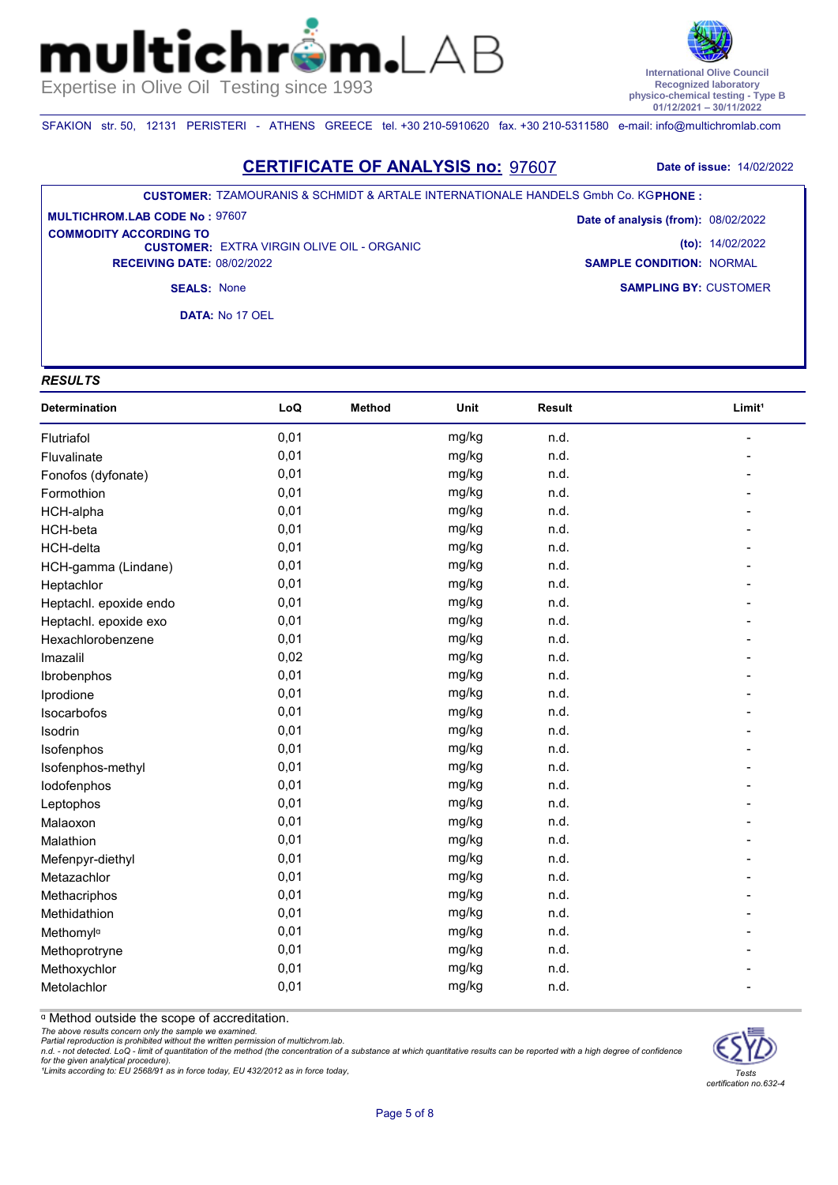# multichrom.LAB
Expertise in Olive Oil Testing since 1993

International Olive Council
Recognized laboratory
physico-chemical testing - Type B
01/12/2021 – 30/11/2022

SFAKION str. 50, 12131 PERISTERI - ATHENS GREECE tel. +30 210-5910620 fax. +30 210-5311580 e-mail: info@multichromlab.com

## CERTIFICATE OF ANALYSIS no: 97607

**Date of issue:** 14/02/2022

**CUSTOMER:** TZAMOURANIS & SCHMIDT & ARTALE INTERNATIONALE HANDELS Gmbh Co. KG **PHONE :**

**MULTICHROM.LAB CODE No :** 97607

**Date of analysis (from):** 08/02/2022

**COMMODITY ACCORDING TO CUSTOMER:** EXTRA VIRGIN OLIVE OIL - ORGANIC

**(to):** 14/02/2022

**RECEIVING DATE:** 08/02/2022

**SAMPLE CONDITION:** NORMAL

**SEALS:** None

**SAMPLING BY:** CUSTOMER

**DATA:** No 17 OEL

### RESULTS

| Determination | LoQ | Method | Unit | Result | Limit[1] |
|---|---|---|---|---|---|
| Flutriafol | 0,01 | | mg/kg | n.d. | - |
| Fluvalinate | 0,01 | | mg/kg | n.d. | - |
| Fonofos (dyfonate) | 0,01 | | mg/kg | n.d. | - |
| Formothion | 0,01 | | mg/kg | n.d. | - |
| HCH-alpha | 0,01 | | mg/kg | n.d. | - |
| HCH-beta | 0,01 | | mg/kg | n.d. | - |
| HCH-delta | 0,01 | | mg/kg | n.d. | - |
| HCH-gamma (Lindane) | 0,01 | | mg/kg | n.d. | - |
| Heptachlor | 0,01 | | mg/kg | n.d. | - |
| Heptachl. epoxide endo | 0,01 | | mg/kg | n.d. | - |
| Heptachl. epoxide exo | 0,01 | | mg/kg | n.d. | - |
| Hexachlorobenzene | 0,01 | | mg/kg | n.d. | - |
| Imazalil | 0,02 | | mg/kg | n.d. | - |
| Ibrobenphos | 0,01 | | mg/kg | n.d. | - |
| Iprodione | 0,01 | | mg/kg | n.d. | - |
| Isocarbofos | 0,01 | | mg/kg | n.d. | - |
| Isodrin | 0,01 | | mg/kg | n.d. | - |
| Isofenphos | 0,01 | | mg/kg | n.d. | - |
| Isofenphos-methyl | 0,01 | | mg/kg | n.d. | - |
| Iodofenphos | 0,01 | | mg/kg | n.d. | - |
| Leptophos | 0,01 | | mg/kg | n.d. | - |
| Malaoxon | 0,01 | | mg/kg | n.d. | - |
| Malathion | 0,01 | | mg/kg | n.d. | - |
| Mefenpyr-diethyl | 0,01 | | mg/kg | n.d. | - |
| Metazachlor | 0,01 | | mg/kg | n.d. | - |
| Methacriphos | 0,01 | | mg/kg | n.d. | - |
| Methidathion | 0,01 | | mg/kg | n.d. | - |
| Methomyl[α] | 0,01 | | mg/kg | n.d. | - |
| Methoprotryne | 0,01 | | mg/kg | n.d. | - |
| Methoxychlor | 0,01 | | mg/kg | n.d. | - |
| Metolachlor | 0,01 | | mg/kg | n.d. | - |

[α] Method outside the scope of accreditation.

*The above results concern only the sample we examined.*
*Partial reproduction is prohibited without the written permission of multichrom.lab.*
*n.d. - not detected. LoQ - limit of quantitation of the method (the concentration of a substance at which quantitative results can be reported with a high degree of confidence for the given analytical procedure).*
*[1]Limits according to: EU 2568/91 as in force today, EU 432/2012 as in force today,*

*Tests certification no.632-4*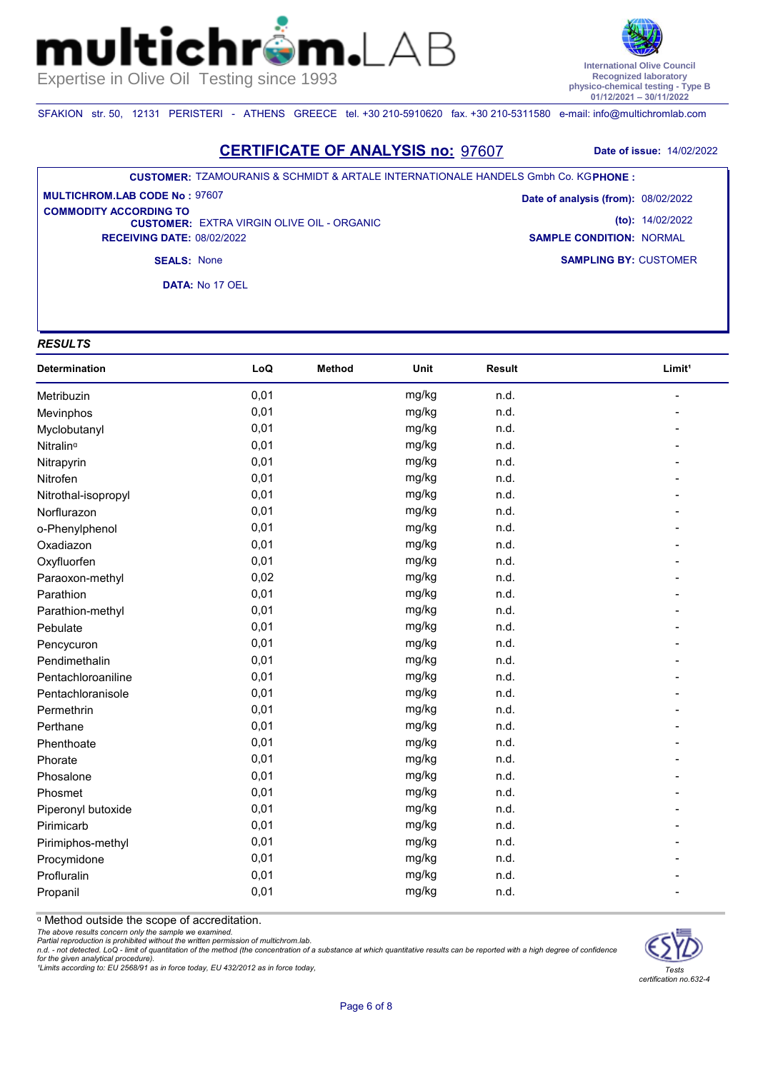# multichrom.LAB

Expertise in Olive Oil Testing since 1993

International Olive Council
Recognized laboratory
physico-chemical testing - Type B
01/12/2021 – 30/11/2022

SFAKION str. 50, 12131 PERISTERI - ATHENS GREECE tel. +30 210-5910620 fax. +30 210-5311580 e-mail: info@multichromlab.com

## CERTIFICATE OF ANALYSIS no: 97607

**Date of issue:** 14/02/2022

**CUSTOMER:** TZAMOURANIS & SCHMIDT & ARTALE INTERNATIONALE HANDELS Gmbh Co. KG **PHONE :**

**MULTICHROM.LAB CODE No :** 97607

**Date of analysis (from):** 08/02/2022

**COMMODITY ACCORDING TO CUSTOMER:** EXTRA VIRGIN OLIVE OIL - ORGANIC

**(to):** 14/02/2022

**RECEIVING DATE:** 08/02/2022

**SAMPLE CONDITION:** NORMAL

**SEALS:** None

**SAMPLING BY:** CUSTOMER

**DATA:** No 17 OEL

### *RESULTS*

| Determination | LoQ | Method | Unit | Result | Limit[1] |
|---|---|---|---|---|---|
| Metribuzin | 0,01 | | mg/kg | n.d. | - |
| Mevinphos | 0,01 | | mg/kg | n.d. | - |
| Myclobutanyl | 0,01 | | mg/kg | n.d. | - |
| Nitralin[α] | 0,01 | | mg/kg | n.d. | - |
| Nitrapyrin | 0,01 | | mg/kg | n.d. | - |
| Nitrofen | 0,01 | | mg/kg | n.d. | - |
| Nitrothal-isopropyl | 0,01 | | mg/kg | n.d. | - |
| Norflurazon | 0,01 | | mg/kg | n.d. | - |
| o-Phenylphenol | 0,01 | | mg/kg | n.d. | - |
| Oxadiazon | 0,01 | | mg/kg | n.d. | - |
| Oxyfluorfen | 0,01 | | mg/kg | n.d. | - |
| Paraoxon-methyl | 0,02 | | mg/kg | n.d. | - |
| Parathion | 0,01 | | mg/kg | n.d. | - |
| Parathion-methyl | 0,01 | | mg/kg | n.d. | - |
| Pebulate | 0,01 | | mg/kg | n.d. | - |
| Pencycuron | 0,01 | | mg/kg | n.d. | - |
| Pendimethalin | 0,01 | | mg/kg | n.d. | - |
| Pentachloroaniline | 0,01 | | mg/kg | n.d. | - |
| Pentachloranisole | 0,01 | | mg/kg | n.d. | - |
| Permethrin | 0,01 | | mg/kg | n.d. | - |
| Perthane | 0,01 | | mg/kg | n.d. | - |
| Phenthoate | 0,01 | | mg/kg | n.d. | - |
| Phorate | 0,01 | | mg/kg | n.d. | - |
| Phosalone | 0,01 | | mg/kg | n.d. | - |
| Phosmet | 0,01 | | mg/kg | n.d. | - |
| Piperonyl butoxide | 0,01 | | mg/kg | n.d. | - |
| Pirimicarb | 0,01 | | mg/kg | n.d. | - |
| Pirimiphos-methyl | 0,01 | | mg/kg | n.d. | - |
| Procymidone | 0,01 | | mg/kg | n.d. | - |
| Profluralin | 0,01 | | mg/kg | n.d. | - |
| Propanil | 0,01 | | mg/kg | n.d. | - |

[α] Method outside the scope of accreditation.

*The above results concern only the sample we examined.*
*Partial reproduction is prohibited without the written permission of multichrom.lab.*
*n.d. - not detected. LoQ - limit of quantitation of the method (the concentration of a substance at which quantitative results can be reported with a high degree of confidence for the given analytical procedure).*
*[1]Limits according to: EU 2568/91 as in force today, EU 432/2012 as in force today,*

*Tests certification no.632-4*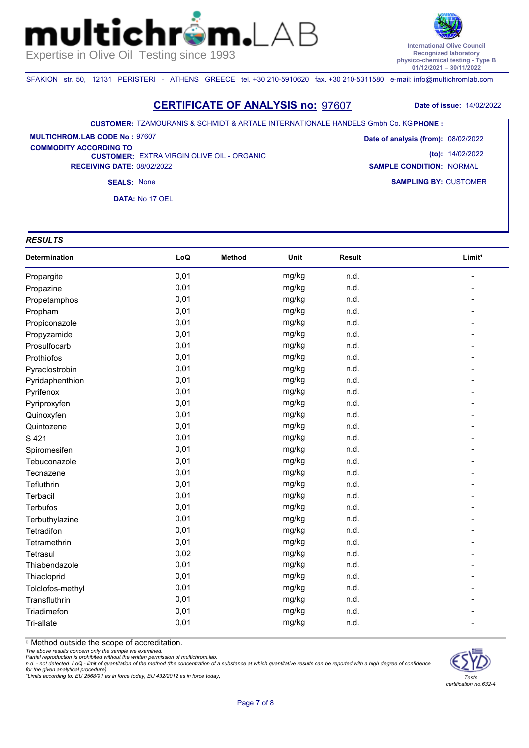**multichrom.LAB**
Expertise in Olive Oil Testing since 1993

International Olive Council
Recognized laboratory
physico-chemical testing - Type B
01/12/2021 – 30/11/2022

SFAKION str. 50, 12131 PERISTERI - ATHENS GREECE tel. +30 210-5910620 fax. +30 210-5311580 e-mail: info@multichromlab.com

## CERTIFICATE OF ANALYSIS no: 97607

**Date of issue:** 14/02/2022

**CUSTOMER:** TZAMOURANIS & SCHMIDT & ARTALE INTERNATIONALE HANDELS Gmbh Co. KG **PHONE :**

**MULTICHROM.LAB CODE No :** 97607

**Date of analysis (from):** 08/02/2022

**(to):** 14/02/2022

**COMMODITY ACCORDING TO CUSTOMER:** EXTRA VIRGIN OLIVE OIL - ORGANIC

**RECEIVING DATE:** 08/02/2022

**SAMPLE CONDITION:** NORMAL

**SEALS:** None

**SAMPLING BY:** CUSTOMER

**DATA:** No 17 OEL

### *RESULTS*

| Determination | LoQ | Method | Unit | Result | Limit[1] |
|---|---|---|---|---|---|
| Propargite | 0,01 | | mg/kg | n.d. | - |
| Propazine | 0,01 | | mg/kg | n.d. | - |
| Propetamphos | 0,01 | | mg/kg | n.d. | - |
| Propham | 0,01 | | mg/kg | n.d. | - |
| Propiconazole | 0,01 | | mg/kg | n.d. | - |
| Propyzamide | 0,01 | | mg/kg | n.d. | - |
| Prosulfocarb | 0,01 | | mg/kg | n.d. | - |
| Prothiofos | 0,01 | | mg/kg | n.d. | - |
| Pyraclostrobin | 0,01 | | mg/kg | n.d. | - |
| Pyridaphenthion | 0,01 | | mg/kg | n.d. | - |
| Pyrifenox | 0,01 | | mg/kg | n.d. | - |
| Pyriproxyfen | 0,01 | | mg/kg | n.d. | - |
| Quinoxyfen | 0,01 | | mg/kg | n.d. | - |
| Quintozene | 0,01 | | mg/kg | n.d. | - |
| S 421 | 0,01 | | mg/kg | n.d. | - |
| Spiromesifen | 0,01 | | mg/kg | n.d. | - |
| Tebuconazole | 0,01 | | mg/kg | n.d. | - |
| Tecnazene | 0,01 | | mg/kg | n.d. | - |
| Tefluthrin | 0,01 | | mg/kg | n.d. | - |
| Terbacil | 0,01 | | mg/kg | n.d. | - |
| Terbufos | 0,01 | | mg/kg | n.d. | - |
| Terbuthylazine | 0,01 | | mg/kg | n.d. | - |
| Tetradifon | 0,01 | | mg/kg | n.d. | - |
| Tetramethrin | 0,01 | | mg/kg | n.d. | - |
| Tetrasul | 0,02 | | mg/kg | n.d. | - |
| Thiabendazole | 0,01 | | mg/kg | n.d. | - |
| Thiacloprid | 0,01 | | mg/kg | n.d. | - |
| Tolclofos-methyl | 0,01 | | mg/kg | n.d. | - |
| Transfluthrin | 0,01 | | mg/kg | n.d. | - |
| Triadimefon | 0,01 | | mg/kg | n.d. | - |
| Tri-allate | 0,01 | | mg/kg | n.d. | - |

[α] Method outside the scope of accreditation.

*The above results concern only the sample we examined.*
*Partial reproduction is prohibited without the written permission of multichrom.lab.*
*n.d. - not detected. LoQ - limit of quantitation of the method (the concentration of a substance at which quantitative results can be reported with a high degree of confidence for the given analytical procedure).*
*[1]Limits according to: EU 2568/91 as in force today, EU 432/2012 as in force today,*

*Tests certification no.632-4*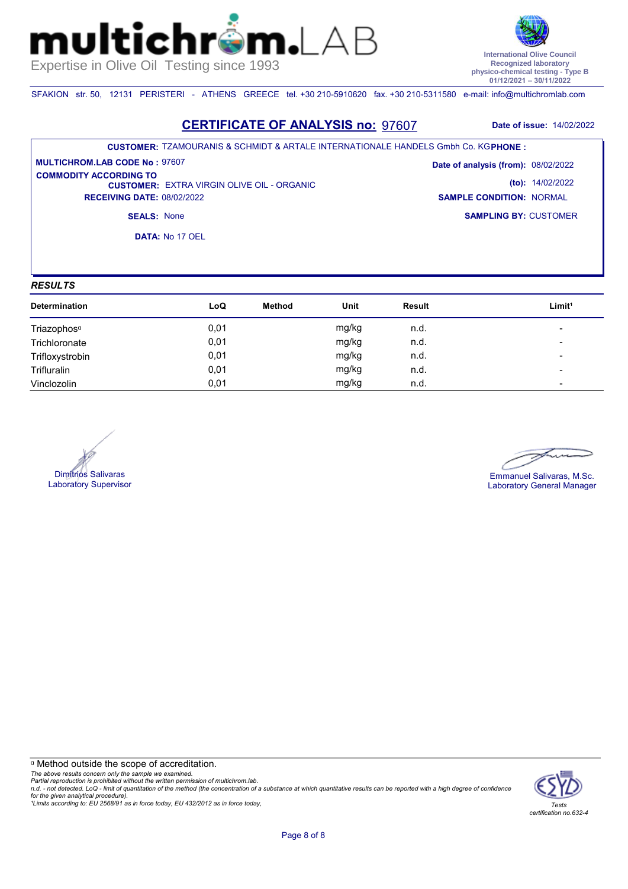# multichrom.LAB

Expertise in Olive Oil Testing since 1993

International Olive Council
Recognized laboratory
physico-chemical testing - Type B
01/12/2021 – 30/11/2022

SFAKION str. 50, 12131 PERISTERI - ATHENS GREECE tel. +30 210-5910620 fax. +30 210-5311580 e-mail: info@multichromlab.com

## CERTIFICATE OF ANALYSIS no: 97607

**Date of issue:** 14/02/2022

**CUSTOMER:** TZAMOURANIS & SCHMIDT & ARTALE INTERNATIONALE HANDELS Gmbh Co. KG **PHONE :**

**MULTICHROM.LAB CODE No :** 97607

**Date of analysis (from):** 08/02/2022

**COMMODITY ACCORDING TO CUSTOMER:** EXTRA VIRGIN OLIVE OIL - ORGANIC

**(to):** 14/02/2022

**RECEIVING DATE:** 08/02/2022

**SAMPLE CONDITION:** NORMAL

**SEALS:** None

**SAMPLING BY:** CUSTOMER

**DATA:** No 17 OEL

### *RESULTS*

| Determination | LoQ | Method | Unit | Result | Limit¹ |
|---|---|---|---|---|---|
| Triazophos[α] | 0,01 | | mg/kg | n.d. | - |
| Trichloronate | 0,01 | | mg/kg | n.d. | - |
| Trifloxystrobin | 0,01 | | mg/kg | n.d. | - |
| Trifluralin | 0,01 | | mg/kg | n.d. | - |
| Vinclozolin | 0,01 | | mg/kg | n.d. | - |

Dimitrios Salivaras
Laboratory Supervisor

Emmanuel Salivaras, M.Sc.
Laboratory General Manager

[α] Method outside the scope of accreditation.

*The above results concern only the sample we examined.*
*Partial reproduction is prohibited without the written permission of multichrom.lab.*
*n.d. - not detected. LoQ - limit of quantitation of the method (the concentration of a substance at which quantitative results can be reported with a high degree of confidence for the given analytical procedure).*
*¹Limits according to: EU 2568/91 as in force today, EU 432/2012 as in force today,*

*Tests certification no.632-4*